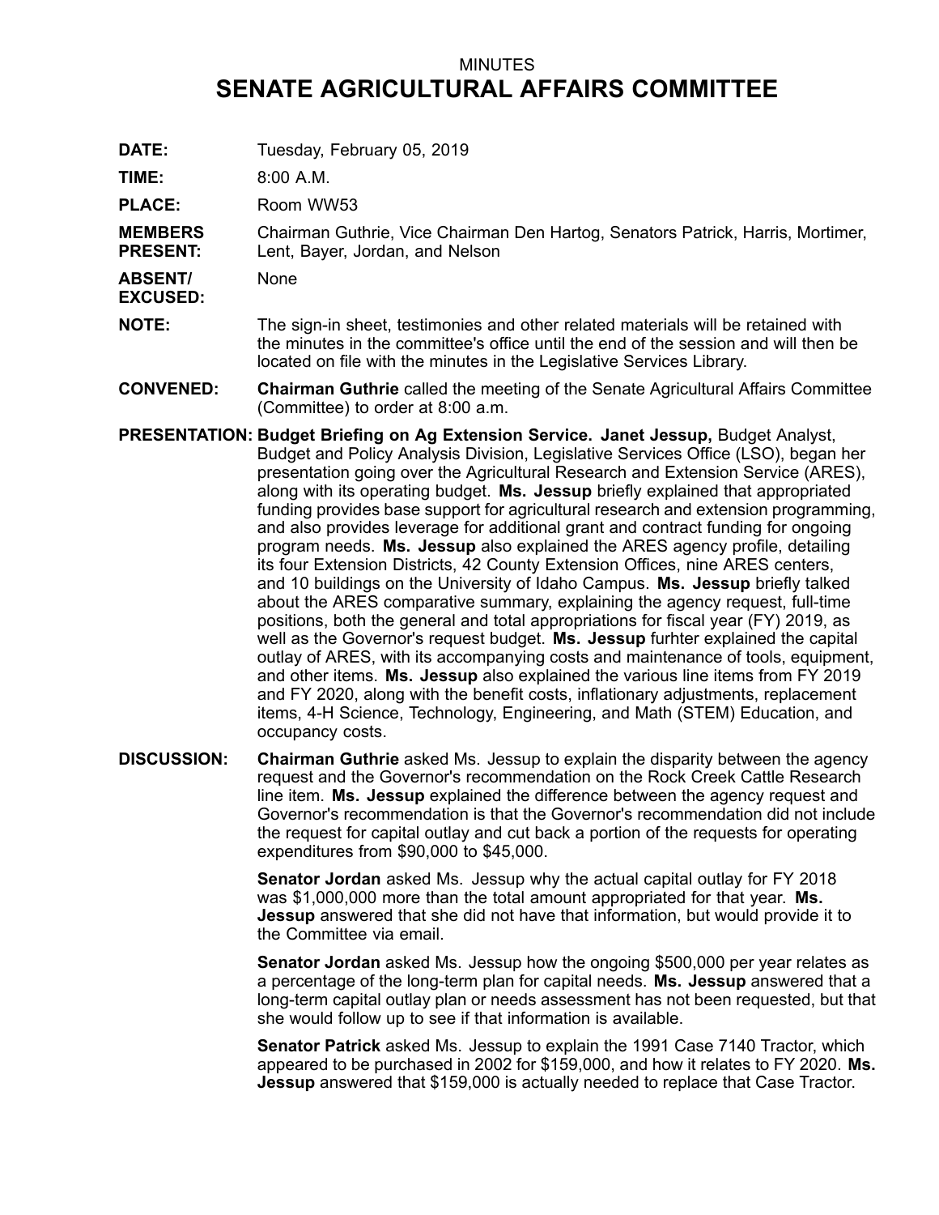MINUTES

# SENATE AGRICULTURAL AFFAIRS COMMITTEE

**DATE:** Tuesday, February 05, 2019

**TIME:** 8:00 A.M.

**PLACE:** Room WW53

**MEMBERS PRESENT:** Chairman Guthrie, Vice Chairman Den Hartog, Senators Patrick, Harris, Mortimer, Lent, Bayer, Jordan, and Nelson

**ABSENT/ EXCUSED:** None

**NOTE:** The sign-in sheet, testimonies and other related materials will be retained with the minutes in the committee's office until the end of the session and will then be located on file with the minutes in the Legislative Services Library.

**CONVENED:** **Chairman Guthrie** called the meeting of the Senate Agricultural Affairs Committee (Committee) to order at 8:00 a.m.

**PRESENTATION:** **Budget Briefing on Ag Extension Service. Janet Jessup,** Budget Analyst, Budget and Policy Analysis Division, Legislative Services Office (LSO), began her presentation going over the Agricultural Research and Extension Service (ARES), along with its operating budget. **Ms. Jessup** briefly explained that appropriated funding provides base support for agricultural research and extension programming, and also provides leverage for additional grant and contract funding for ongoing program needs. **Ms. Jessup** also explained the ARES agency profile, detailing its four Extension Districts, 42 County Extension Offices, nine ARES centers, and 10 buildings on the University of Idaho Campus. **Ms. Jessup** briefly talked about the ARES comparative summary, explaining the agency request, full-time positions, both the general and total appropriations for fiscal year (FY) 2019, as well as the Governor's request budget. **Ms. Jessup** furhter explained the capital outlay of ARES, with its accompanying costs and maintenance of tools, equipment, and other items. **Ms. Jessup** also explained the various line items from FY 2019 and FY 2020, along with the benefit costs, inflationary adjustments, replacement items, 4-H Science, Technology, Engineering, and Math (STEM) Education, and occupancy costs.

**DISCUSSION:** **Chairman Guthrie** asked Ms. Jessup to explain the disparity between the agency request and the Governor's recommendation on the Rock Creek Cattle Research line item. **Ms. Jessup** explained the difference between the agency request and Governor's recommendation is that the Governor's recommendation did not include the request for capital outlay and cut back a portion of the requests for operating expenditures from $90,000 to $45,000.

**Senator Jordan** asked Ms. Jessup why the actual capital outlay for FY 2018 was $1,000,000 more than the total amount appropriated for that year. **Ms. Jessup** answered that she did not have that information, but would provide it to the Committee via email.

**Senator Jordan** asked Ms. Jessup how the ongoing $500,000 per year relates as a percentage of the long-term plan for capital needs. **Ms. Jessup** answered that a long-term capital outlay plan or needs assessment has not been requested, but that she would follow up to see if that information is available.

**Senator Patrick** asked Ms. Jessup to explain the 1991 Case 7140 Tractor, which appeared to be purchased in 2002 for $159,000, and how it relates to FY 2020. **Ms. Jessup** answered that $159,000 is actually needed to replace that Case Tractor.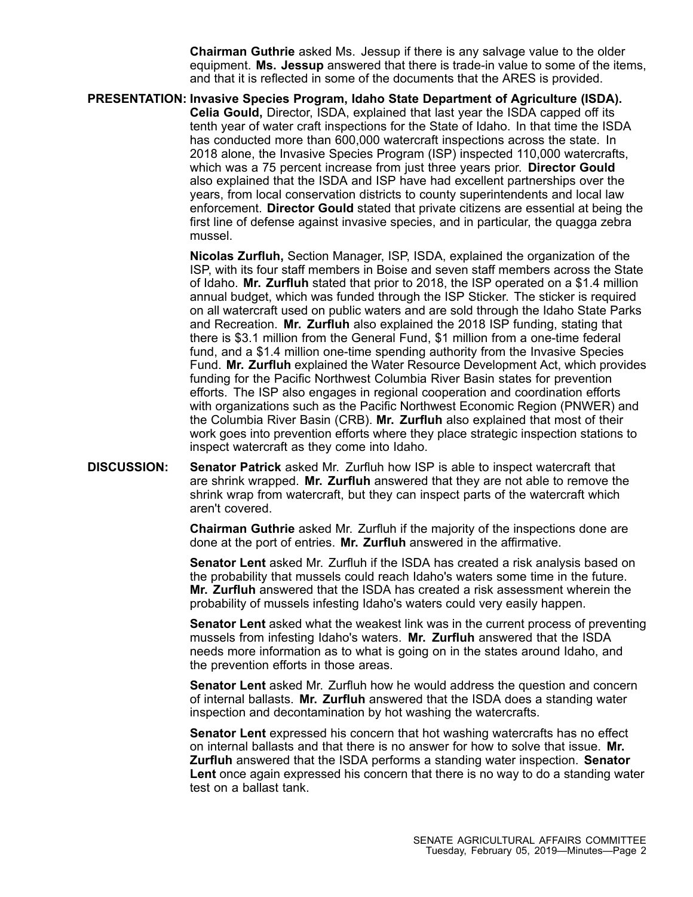**Chairman Guthrie** asked Ms. Jessup if there is any salvage value to the older equipment. **Ms. Jessup** answered that there is trade-in value to some of the items, and that it is reflected in some of the documents that the ARES is provided.

**PRESENTATION: Invasive Species Program, Idaho State Department of Agriculture (ISDA).** **Celia Gould,** Director, ISDA, explained that last year the ISDA capped off its tenth year of water craft inspections for the State of Idaho. In that time the ISDA has conducted more than 600,000 watercraft inspections across the state. In 2018 alone, the Invasive Species Program (ISP) inspected 110,000 watercrafts, which was a 75 percent increase from just three years prior. **Director Gould** also explained that the ISDA and ISP have had excellent partnerships over the years, from local conservation districts to county superintendents and local law enforcement. **Director Gould** stated that private citizens are essential at being the first line of defense against invasive species, and in particular, the quagga zebra mussel.

**Nicolas Zurfluh,** Section Manager, ISP, ISDA, explained the organization of the ISP, with its four staff members in Boise and seven staff members across the State of Idaho. **Mr. Zurfluh** stated that prior to 2018, the ISP operated on a $1.4 million annual budget, which was funded through the ISP Sticker. The sticker is required on all watercraft used on public waters and are sold through the Idaho State Parks and Recreation. **Mr. Zurfluh** also explained the 2018 ISP funding, stating that there is $3.1 million from the General Fund, $1 million from a one-time federal fund, and a $1.4 million one-time spending authority from the Invasive Species Fund. **Mr. Zurfluh** explained the Water Resource Development Act, which provides funding for the Pacific Northwest Columbia River Basin states for prevention efforts. The ISP also engages in regional cooperation and coordination efforts with organizations such as the Pacific Northwest Economic Region (PNWER) and the Columbia River Basin (CRB). **Mr. Zurfluh** also explained that most of their work goes into prevention efforts where they place strategic inspection stations to inspect watercraft as they come into Idaho.

**DISCUSSION:** **Senator Patrick** asked Mr. Zurfluh how ISP is able to inspect watercraft that are shrink wrapped. **Mr. Zurfluh** answered that they are not able to remove the shrink wrap from watercraft, but they can inspect parts of the watercraft which aren't covered.

**Chairman Guthrie** asked Mr. Zurfluh if the majority of the inspections done are done at the port of entries. **Mr. Zurfluh** answered in the affirmative.

**Senator Lent** asked Mr. Zurfluh if the ISDA has created a risk analysis based on the probability that mussels could reach Idaho's waters some time in the future. **Mr. Zurfluh** answered that the ISDA has created a risk assessment wherein the probability of mussels infesting Idaho's waters could very easily happen.

**Senator Lent** asked what the weakest link was in the current process of preventing mussels from infesting Idaho's waters. **Mr. Zurfluh** answered that the ISDA needs more information as to what is going on in the states around Idaho, and the prevention efforts in those areas.

**Senator Lent** asked Mr. Zurfluh how he would address the question and concern of internal ballasts. **Mr. Zurfluh** answered that the ISDA does a standing water inspection and decontamination by hot washing the watercrafts.

**Senator Lent** expressed his concern that hot washing watercrafts has no effect on internal ballasts and that there is no answer for how to solve that issue. **Mr. Zurfluh** answered that the ISDA performs a standing water inspection. **Senator Lent** once again expressed his concern that there is no way to do a standing water test on a ballast tank.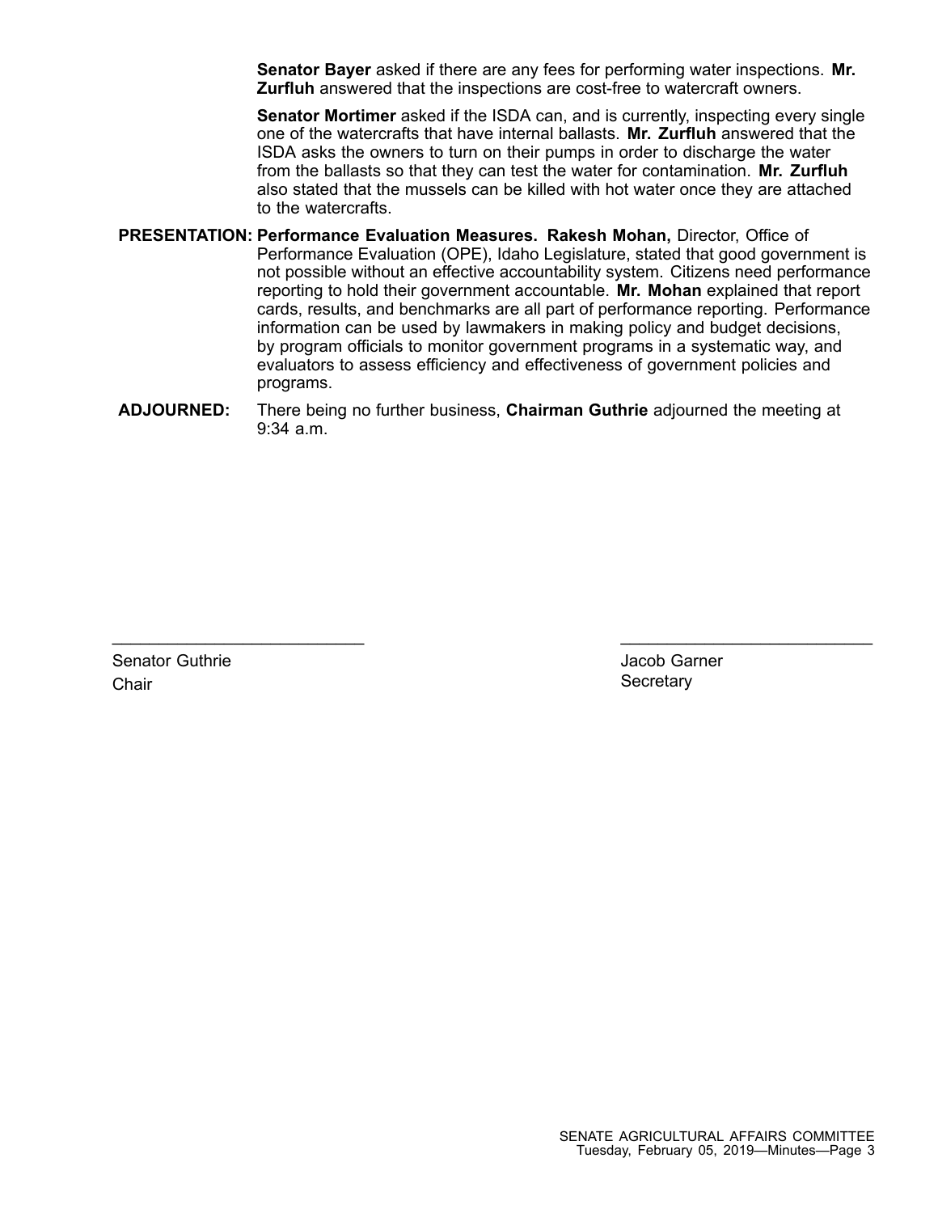**Senator Bayer** asked if there are any fees for performing water inspections. **Mr. Zurfluh** answered that the inspections are cost-free to watercraft owners.

**Senator Mortimer** asked if the ISDA can, and is currently, inspecting every single one of the watercrafts that have internal ballasts. **Mr. Zurfluh** answered that the ISDA asks the owners to turn on their pumps in order to discharge the water from the ballasts so that they can test the water for contamination. **Mr. Zurfluh** also stated that the mussels can be killed with hot water once they are attached to the watercrafts.

**PRESENTATION:** **Performance Evaluation Measures. Rakesh Mohan,** Director, Office of Performance Evaluation (OPE), Idaho Legislature, stated that good government is not possible without an effective accountability system. Citizens need performance reporting to hold their government accountable. **Mr. Mohan** explained that report cards, results, and benchmarks are all part of performance reporting. Performance information can be used by lawmakers in making policy and budget decisions, by program officials to monitor government programs in a systematic way, and evaluators to assess efficiency and effectiveness of government policies and programs.

**ADJOURNED:** There being no further business, **Chairman Guthrie** adjourned the meeting at 9:34 a.m.

___________________________

Senator Guthrie
Chair

___________________________

Jacob Garner
Secretary